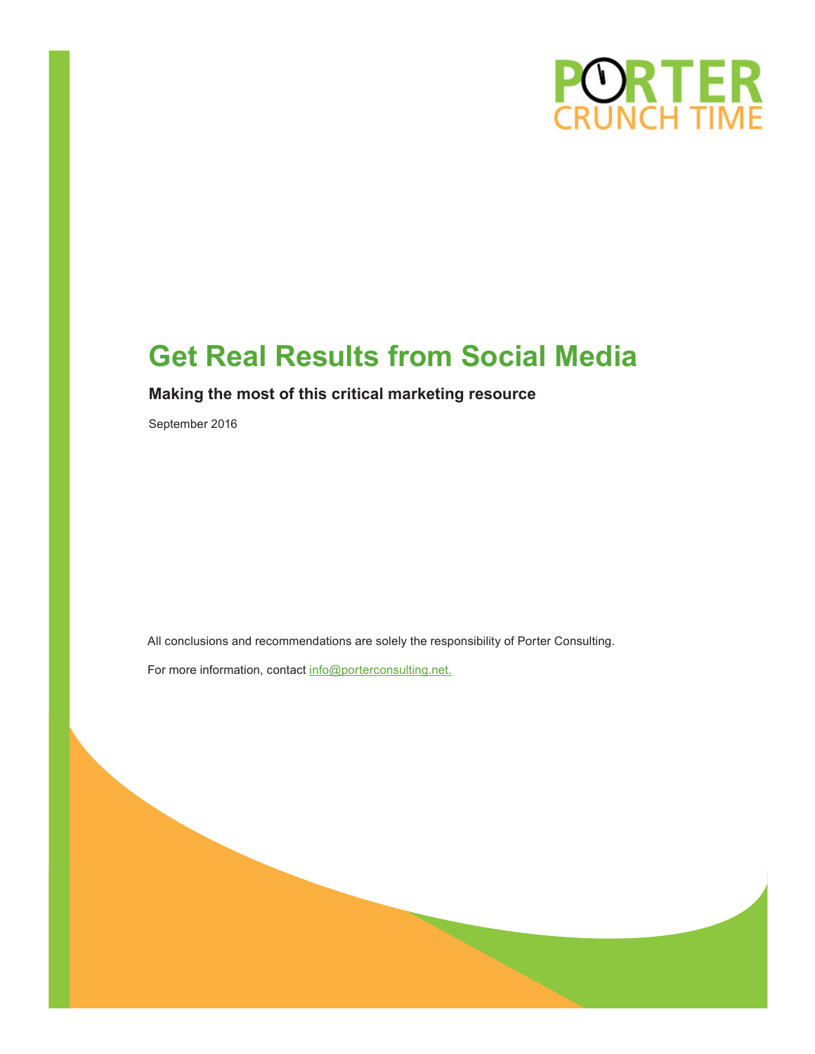PORTER CRUNCH TIME

# Get Real Results from Social Media

**Making the most of this critical marketing resource**

September 2016

All conclusions and recommendations are solely the responsibility of Porter Consulting.

For more information, contact info@porterconsulting.net.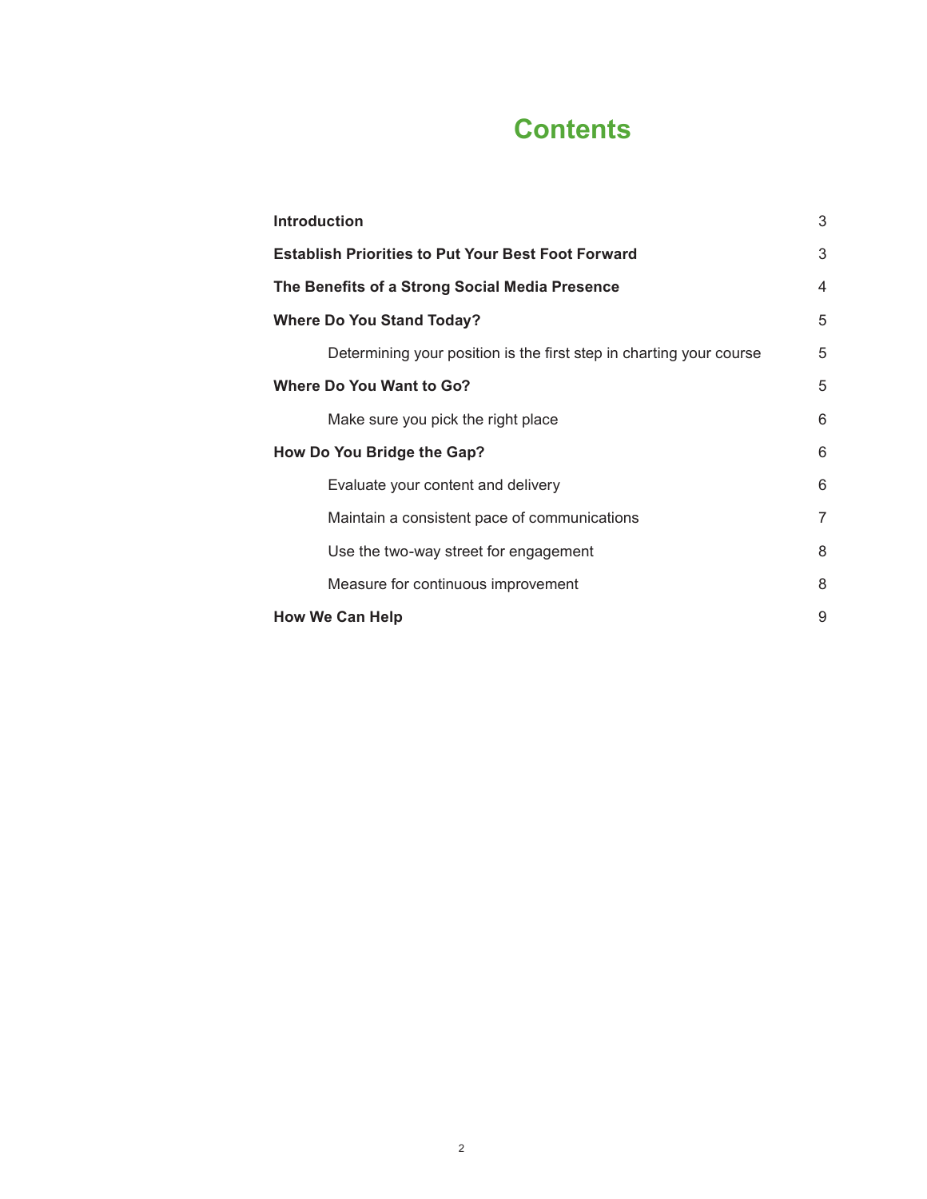# Contents

| | |
|---|---|
| **Introduction** | 3 |
| **Establish Priorities to Put Your Best Foot Forward** | 3 |
| **The Benefits of a Strong Social Media Presence** | 4 |
| **Where Do You Stand Today?** | 5 |
| Determining your position is the first step in charting your course | 5 |
| **Where Do You Want to Go?** | 5 |
| Make sure you pick the right place | 6 |
| **How Do You Bridge the Gap?** | 6 |
| Evaluate your content and delivery | 6 |
| Maintain a consistent pace of communications | 7 |
| Use the two-way street for engagement | 8 |
| Measure for continuous improvement | 8 |
| **How We Can Help** | 9 |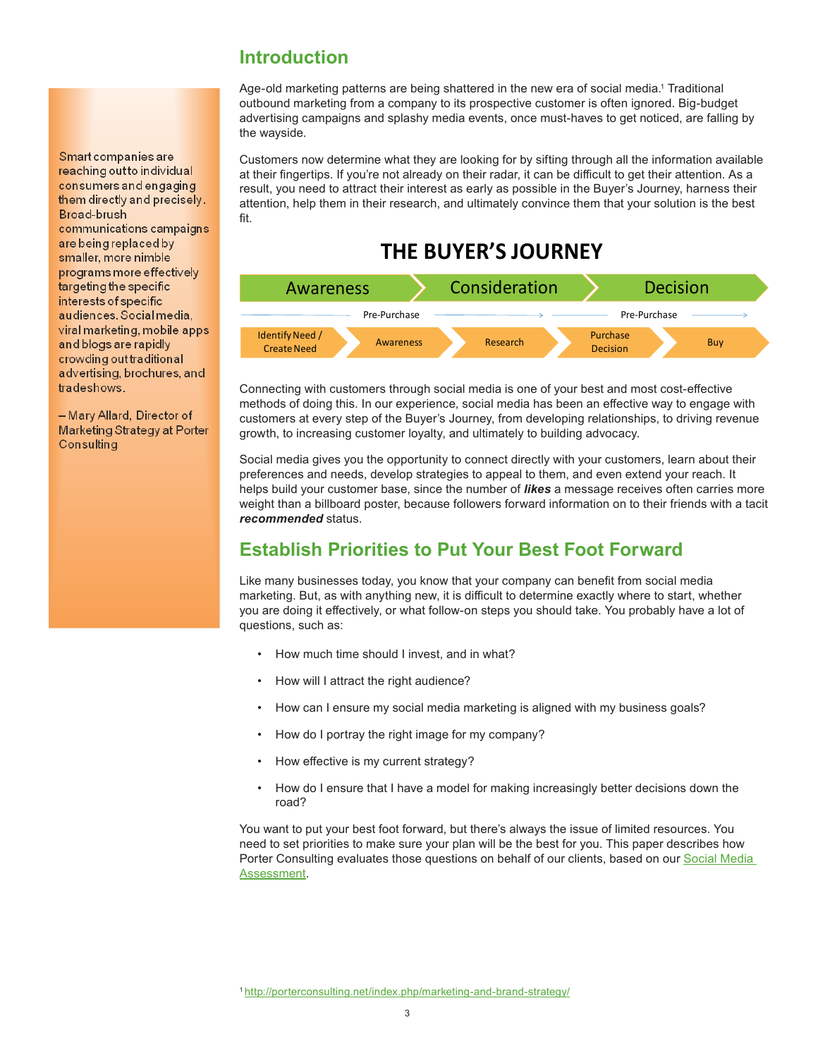## Introduction

Age-old marketing patterns are being shattered in the new era of social media.[1] Traditional outbound marketing from a company to its prospective customer is often ignored. Big-budget advertising campaigns and splashy media events, once must-haves to get noticed, are falling by the wayside.

Customers now determine what they are looking for by sifting through all the information available at their fingertips. If you're not already on their radar, it can be difficult to get their attention. As a result, you need to attract their interest as early as possible in the Buyer's Journey, harness their attention, help them in their research, and ultimately convince them that your solution is the best fit.

> Smart companies are reaching out to individual consumers and engaging them directly and precisely. Broad-brush communications campaigns are being replaced by smaller, more nimble programs more effectively targeting the specific interests of specific audiences. Social media, viral marketing, mobile apps and blogs are rapidly crowding out traditional advertising, brochures, and tradeshows.
>
> – Mary Allard, Director of Marketing Strategy at Porter Consulting

**THE BUYER'S JOURNEY**

Awareness → Consideration → Decision

Pre-Purchase → Pre-Purchase →

Identify Need / Create Need → Awareness → Research → Purchase Decision → Buy

Connecting with customers through social media is one of your best and most cost-effective methods of doing this. In our experience, social media has been an effective way to engage with customers at every step of the Buyer's Journey, from developing relationships, to driving revenue growth, to increasing customer loyalty, and ultimately to building advocacy.

Social media gives you the opportunity to connect directly with your customers, learn about their preferences and needs, develop strategies to appeal to them, and even extend your reach. It helps build your customer base, since the number of ***likes*** a message receives often carries more weight than a billboard poster, because followers forward information on to their friends with a tacit ***recommended*** status.

## Establish Priorities to Put Your Best Foot Forward

Like many businesses today, you know that your company can benefit from social media marketing. But, as with anything new, it is difficult to determine exactly where to start, whether you are doing it effectively, or what follow-on steps you should take. You probably have a lot of questions, such as:

- How much time should I invest, and in what?
- How will I attract the right audience?
- How can I ensure my social media marketing is aligned with my business goals?
- How do I portray the right image for my company?
- How effective is my current strategy?
- How do I ensure that I have a model for making increasingly better decisions down the road?

You want to put your best foot forward, but there's always the issue of limited resources. You need to set priorities to make sure your plan will be the best for you. This paper describes how Porter Consulting evaluates those questions on behalf of our clients, based on our Social Media Assessment.

[1] http://porterconsulting.net/index.php/marketing-and-brand-strategy/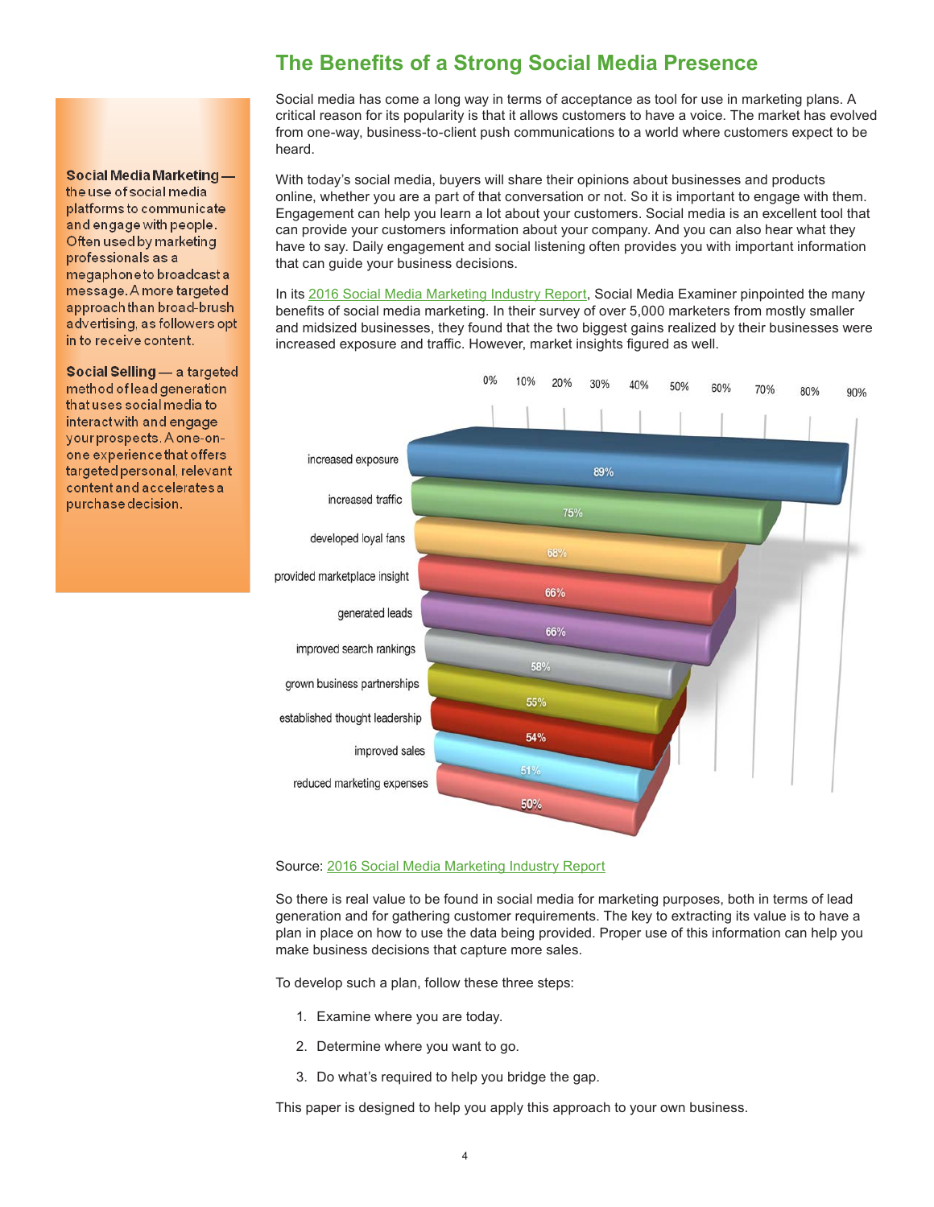## The Benefits of a Strong Social Media Presence

**Social Media Marketing** — the use of social media platforms to communicate and engage with people. Often used by marketing professionals as a megaphone to broadcast a message. A more targeted approach than broad-brush advertising, as followers opt in to receive content.

**Social Selling** — a targeted method of lead generation that uses social media to interact with and engage your prospects. A one-on-one experience that offers targeted personal, relevant content and accelerates a purchase decision.

Social media has come a long way in terms of acceptance as tool for use in marketing plans. A critical reason for its popularity is that it allows customers to have a voice. The market has evolved from one-way, business-to-client push communications to a world where customers expect to be heard.

With today's social media, buyers will share their opinions about businesses and products online, whether you are a part of that conversation or not. So it is important to engage with them. Engagement can help you learn a lot about your customers. Social media is an excellent tool that can provide your customers information about your company. And you can also hear what they have to say. Daily engagement and social listening often provides you with important information that can guide your business decisions.

In its [2016 Social Media Marketing Industry Report](), Social Media Examiner pinpointed the many benefits of social media marketing. In their survey of over 5,000 marketers from mostly smaller and midsized businesses, they found that the two biggest gains realized by their businesses were increased exposure and traffic. However, market insights figured as well.

| Benefit | Percentage |
|---|---|
| increased exposure | 89% |
| increased traffic | 75% |
| developed loyal fans | 68% |
| provided marketplace insight | 66% |
| generated leads | 66% |
| improved search rankings | 58% |
| grown business partnerships | 55% |
| established thought leadership | 54% |
| improved sales | 51% |
| reduced marketing expenses | 50% |

Source: [2016 Social Media Marketing Industry Report]()

So there is real value to be found in social media for marketing purposes, both in terms of lead generation and for gathering customer requirements. The key to extracting its value is to have a plan in place on how to use the data being provided. Proper use of this information can help you make business decisions that capture more sales.

To develop such a plan, follow these three steps:

1. Examine where you are today.
2. Determine where you want to go.
3. Do what's required to help you bridge the gap.

This paper is designed to help you apply this approach to your own business.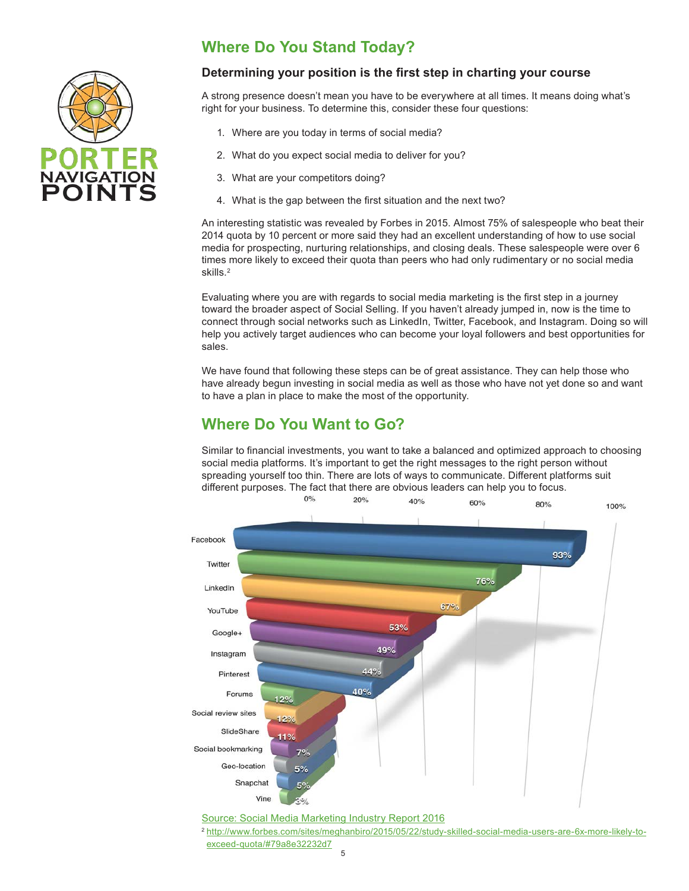## Where Do You Stand Today?

### Determining your position is the first step in charting your course

A strong presence doesn't mean you have to be everywhere at all times. It means doing what's right for your business. To determine this, consider these four questions:

1. Where are you today in terms of social media?
2. What do you expect social media to deliver for you?
3. What are your competitors doing?
4. What is the gap between the first situation and the next two?

An interesting statistic was revealed by Forbes in 2015. Almost 75% of salespeople who beat their 2014 quota by 10 percent or more said they had an excellent understanding of how to use social media for prospecting, nurturing relationships, and closing deals. These salespeople were over 6 times more likely to exceed their quota than peers who had only rudimentary or no social media skills.[2]

Evaluating where you are with regards to social media marketing is the first step in a journey toward the broader aspect of Social Selling. If you haven't already jumped in, now is the time to connect through social networks such as LinkedIn, Twitter, Facebook, and Instagram. Doing so will help you actively target audiences who can become your loyal followers and best opportunities for sales.

We have found that following these steps can be of great assistance. They can help those who have already begun investing in social media as well as those who have not yet done so and want to have a plan in place to make the most of the opportunity.

## Where Do You Want to Go?

Similar to financial investments, you want to take a balanced and optimized approach to choosing social media platforms. It's important to get the right messages to the right person without spreading yourself too thin. There are lots of ways to communicate. Different platforms suit different purposes. The fact that there are obvious leaders can help you to focus.

| Platform | Percentage |
| --- | --- |
| Facebook | 93% |
| Twitter | 76% |
| LinkedIn | 67% |
| YouTube | 53% |
| Google+ | 49% |
| Instagram | 44% |
| Pinterest | 40% |
| Forums | 12% |
| Social review sites | 12% |
| SlideShare | 11% |
| Social bookmarking | 7% |
| Geo-location | 5% |
| Snapchat | 5% |
| Vine | 3% |

Source: Social Media Marketing Industry Report 2016

[2] http://www.forbes.com/sites/meghanbiro/2015/05/22/study-skilled-social-media-users-are-6x-more-likely-to-exceed-quota/#79a8e32232d7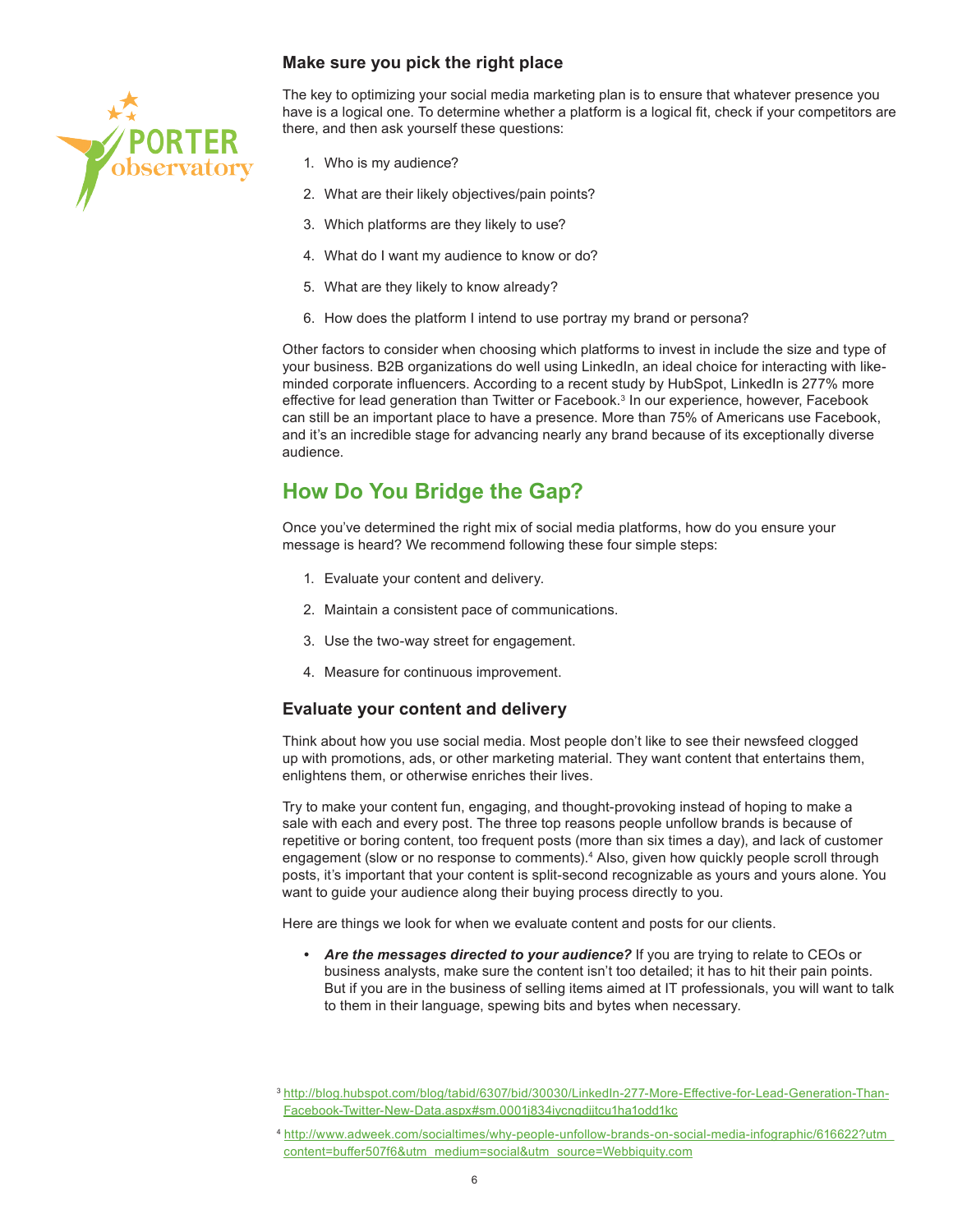### Make sure you pick the right place

The key to optimizing your social media marketing plan is to ensure that whatever presence you have is a logical one. To determine whether a platform is a logical fit, check if your competitors are there, and then ask yourself these questions:

1. Who is my audience?
2. What are their likely objectives/pain points?
3. Which platforms are they likely to use?
4. What do I want my audience to know or do?
5. What are they likely to know already?
6. How does the platform I intend to use portray my brand or persona?

Other factors to consider when choosing which platforms to invest in include the size and type of your business. B2B organizations do well using LinkedIn, an ideal choice for interacting with like-minded corporate influencers. According to a recent study by HubSpot, LinkedIn is 277% more effective for lead generation than Twitter or Facebook.[3] In our experience, however, Facebook can still be an important place to have a presence. More than 75% of Americans use Facebook, and it's an incredible stage for advancing nearly any brand because of its exceptionally diverse audience.

## How Do You Bridge the Gap?

Once you've determined the right mix of social media platforms, how do you ensure your message is heard? We recommend following these four simple steps:

1. Evaluate your content and delivery.
2. Maintain a consistent pace of communications.
3. Use the two-way street for engagement.
4. Measure for continuous improvement.

### Evaluate your content and delivery

Think about how you use social media. Most people don't like to see their newsfeed clogged up with promotions, ads, or other marketing material. They want content that entertains them, enlightens them, or otherwise enriches their lives.

Try to make your content fun, engaging, and thought-provoking instead of hoping to make a sale with each and every post. The three top reasons people unfollow brands is because of repetitive or boring content, too frequent posts (more than six times a day), and lack of customer engagement (slow or no response to comments).[4] Also, given how quickly people scroll through posts, it's important that your content is split-second recognizable as yours and yours alone. You want to guide your audience along their buying process directly to you.

Here are things we look for when we evaluate content and posts for our clients.

- ***Are the messages directed to your audience?*** If you are trying to relate to CEOs or business analysts, make sure the content isn't too detailed; it has to hit their pain points. But if you are in the business of selling items aimed at IT professionals, you will want to talk to them in their language, spewing bits and bytes when necessary.

[3] http://blog.hubspot.com/blog/tabid/6307/bid/30030/LinkedIn-277-More-Effective-for-Lead-Generation-Than-Facebook-Twitter-New-Data.aspx#sm.0001j834iycnqdijtcu1ha1odd1kc

[4] http://www.adweek.com/socialtimes/why-people-unfollow-brands-on-social-media-infographic/616622?utm_content=buffer507f6&utm_medium=social&utm_source=Webbiquity.com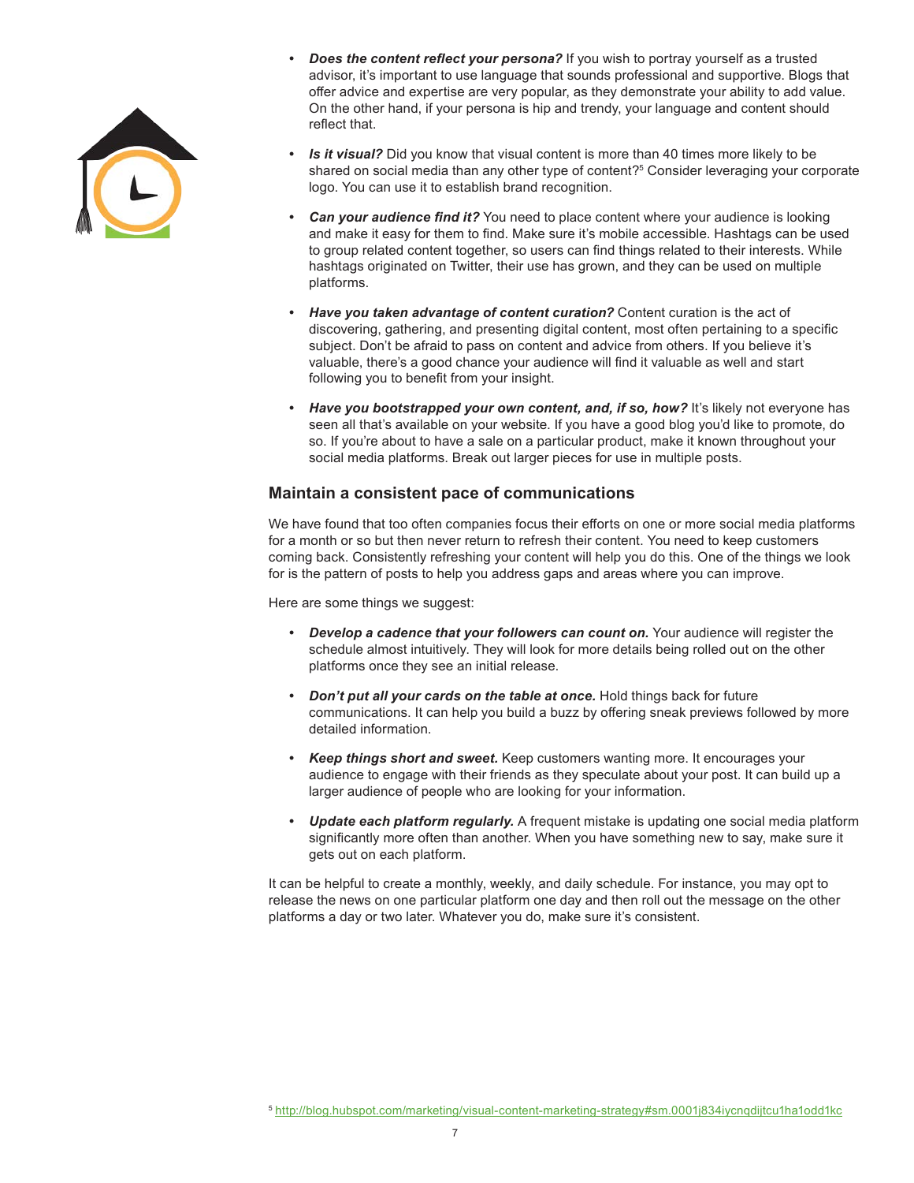- ***Does the content reflect your persona?*** If you wish to portray yourself as a trusted advisor, it's important to use language that sounds professional and supportive. Blogs that offer advice and expertise are very popular, as they demonstrate your ability to add value. On the other hand, if your persona is hip and trendy, your language and content should reflect that.

- ***Is it visual?*** Did you know that visual content is more than 40 times more likely to be shared on social media than any other type of content?[5] Consider leveraging your corporate logo. You can use it to establish brand recognition.

- ***Can your audience find it?*** You need to place content where your audience is looking and make it easy for them to find. Make sure it's mobile accessible. Hashtags can be used to group related content together, so users can find things related to their interests. While hashtags originated on Twitter, their use has grown, and they can be used on multiple platforms.

- ***Have you taken advantage of content curation?*** Content curation is the act of discovering, gathering, and presenting digital content, most often pertaining to a specific subject. Don't be afraid to pass on content and advice from others. If you believe it's valuable, there's a good chance your audience will find it valuable as well and start following you to benefit from your insight.

- ***Have you bootstrapped your own content, and, if so, how?*** It's likely not everyone has seen all that's available on your website. If you have a good blog you'd like to promote, do so. If you're about to have a sale on a particular product, make it known throughout your social media platforms. Break out larger pieces for use in multiple posts.

### Maintain a consistent pace of communications

We have found that too often companies focus their efforts on one or more social media platforms for a month or so but then never return to refresh their content. You need to keep customers coming back. Consistently refreshing your content will help you do this. One of the things we look for is the pattern of posts to help you address gaps and areas where you can improve.

Here are some things we suggest:

- ***Develop a cadence that your followers can count on.*** Your audience will register the schedule almost intuitively. They will look for more details being rolled out on the other platforms once they see an initial release.

- ***Don't put all your cards on the table at once.*** Hold things back for future communications. It can help you build a buzz by offering sneak previews followed by more detailed information.

- ***Keep things short and sweet.*** Keep customers wanting more. It encourages your audience to engage with their friends as they speculate about your post. It can build up a larger audience of people who are looking for your information.

- ***Update each platform regularly.*** A frequent mistake is updating one social media platform significantly more often than another. When you have something new to say, make sure it gets out on each platform.

It can be helpful to create a monthly, weekly, and daily schedule. For instance, you may opt to release the news on one particular platform one day and then roll out the message on the other platforms a day or two later. Whatever you do, make sure it's consistent.

[5] http://blog.hubspot.com/marketing/visual-content-marketing-strategy#sm.0001j834iycnqdijtcu1ha1odd1kc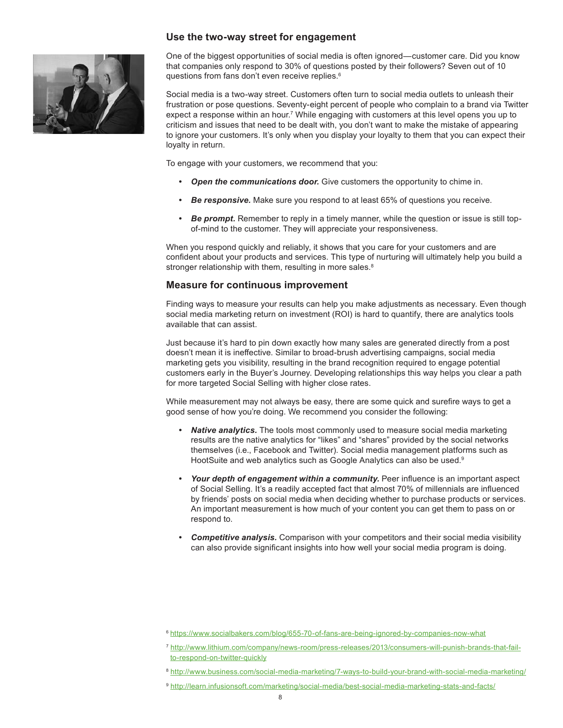## Use the two-way street for engagement

One of the biggest opportunities of social media is often ignored—customer care. Did you know that companies only respond to 30% of questions posted by their followers? Seven out of 10 questions from fans don't even receive replies.[6]

Social media is a two-way street. Customers often turn to social media outlets to unleash their frustration or pose questions. Seventy-eight percent of people who complain to a brand via Twitter expect a response within an hour.[7] While engaging with customers at this level opens you up to criticism and issues that need to be dealt with, you don't want to make the mistake of appearing to ignore your customers. It's only when you display your loyalty to them that you can expect their loyalty in return.

To engage with your customers, we recommend that you:

- ***Open the communications door.*** Give customers the opportunity to chime in.
- ***Be responsive.*** Make sure you respond to at least 65% of questions you receive.
- ***Be prompt.*** Remember to reply in a timely manner, while the question or issue is still top-of-mind to the customer. They will appreciate your responsiveness.

When you respond quickly and reliably, it shows that you care for your customers and are confident about your products and services. This type of nurturing will ultimately help you build a stronger relationship with them, resulting in more sales.[8]

## Measure for continuous improvement

Finding ways to measure your results can help you make adjustments as necessary. Even though social media marketing return on investment (ROI) is hard to quantify, there are analytics tools available that can assist.

Just because it's hard to pin down exactly how many sales are generated directly from a post doesn't mean it is ineffective. Similar to broad-brush advertising campaigns, social media marketing gets you visibility, resulting in the brand recognition required to engage potential customers early in the Buyer's Journey. Developing relationships this way helps you clear a path for more targeted Social Selling with higher close rates.

While measurement may not always be easy, there are some quick and surefire ways to get a good sense of how you're doing. We recommend you consider the following:

- ***Native analytics.*** The tools most commonly used to measure social media marketing results are the native analytics for "likes" and "shares" provided by the social networks themselves (i.e., Facebook and Twitter). Social media management platforms such as HootSuite and web analytics such as Google Analytics can also be used.[9]
- ***Your depth of engagement within a community.*** Peer influence is an important aspect of Social Selling. It's a readily accepted fact that almost 70% of millennials are influenced by friends' posts on social media when deciding whether to purchase products or services. An important measurement is how much of your content you can get them to pass on or respond to.
- ***Competitive analysis.*** Comparison with your competitors and their social media visibility can also provide significant insights into how well your social media program is doing.

[6] https://www.socialbakers.com/blog/655-70-of-fans-are-being-ignored-by-companies-now-what

[7] http://www.lithium.com/company/news-room/press-releases/2013/consumers-will-punish-brands-that-fail-to-respond-on-twitter-quickly

[8] http://www.business.com/social-media-marketing/7-ways-to-build-your-brand-with-social-media-marketing/

[9] http://learn.infusionsoft.com/marketing/social-media/best-social-media-marketing-stats-and-facts/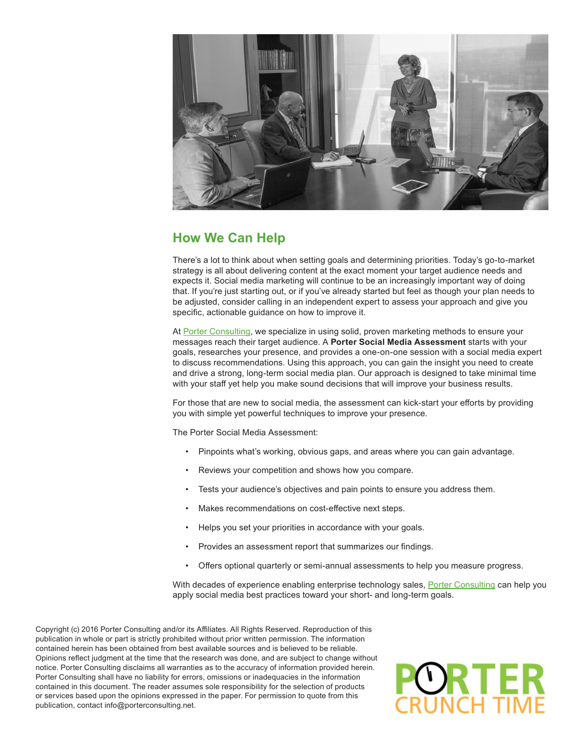## How We Can Help

There's a lot to think about when setting goals and determining priorities. Today's go-to-market strategy is all about delivering content at the exact moment your target audience needs and expects it. Social media marketing will continue to be an increasingly important way of doing that. If you're just starting out, or if you've already started but feel as though your plan needs to be adjusted, consider calling in an independent expert to assess your approach and give you specific, actionable guidance on how to improve it.

At Porter Consulting, we specialize in using solid, proven marketing methods to ensure your messages reach their target audience. A **Porter Social Media Assessment** starts with your goals, researches your presence, and provides a one-on-one session with a social media expert to discuss recommendations. Using this approach, you can gain the insight you need to create and drive a strong, long-term social media plan. Our approach is designed to take minimal time with your staff yet help you make sound decisions that will improve your business results.

For those that are new to social media, the assessment can kick-start your efforts by providing you with simple yet powerful techniques to improve your presence.

The Porter Social Media Assessment:

- Pinpoints what's working, obvious gaps, and areas where you can gain advantage.
- Reviews your competition and shows how you compare.
- Tests your audience's objectives and pain points to ensure you address them.
- Makes recommendations on cost-effective next steps.
- Helps you set your priorities in accordance with your goals.
- Provides an assessment report that summarizes our findings.
- Offers optional quarterly or semi-annual assessments to help you measure progress.

With decades of experience enabling enterprise technology sales, Porter Consulting can help you apply social media best practices toward your short- and long-term goals.

Copyright (c) 2016 Porter Consulting and/or its Affiliates. All Rights Reserved. Reproduction of this publication in whole or part is strictly prohibited without prior written permission. The information contained herein has been obtained from best available sources and is believed to be reliable. Opinions reflect judgment at the time that the research was done, and are subject to change without notice. Porter Consulting disclaims all warranties as to the accuracy of information provided herein. Porter Consulting shall have no liability for errors, omissions or inadequacies in the information contained in this document. The reader assumes sole responsibility for the selection of products or services based upon the opinions expressed in the paper. For permission to quote from this publication, contact info@porterconsulting.net.

PORTER CRUNCH TIME